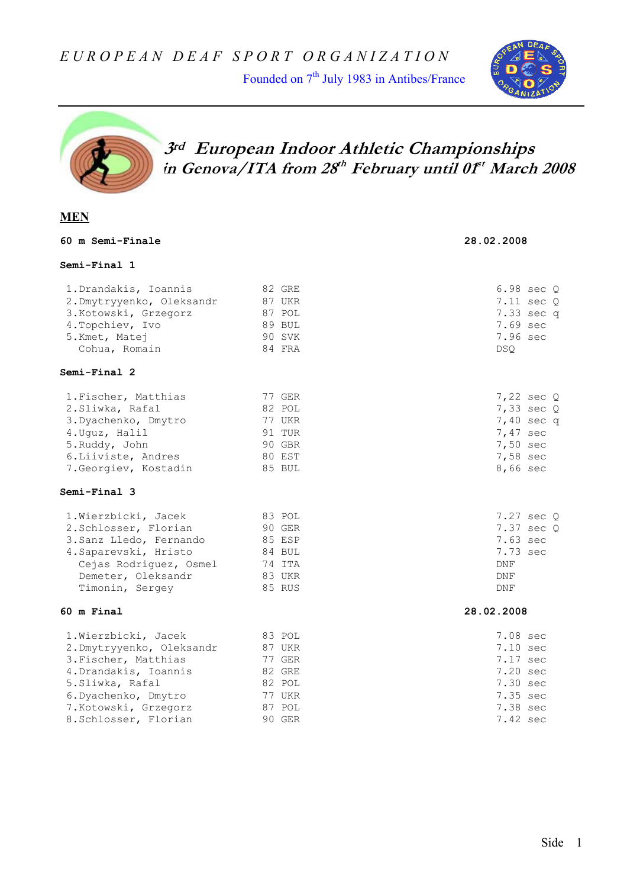EUROPEAN DEAF SPORT ORGANIZATION

Founded on 7th July 1983 in Antibes/France

# 3rd European Indoor Athletic Championships in Genova/ITA from 28th February until 01st March 2008

## MEN

### 60 m Semi-Finale — 28.02.2008

**Semi-Final 1**

| | | | | |
|---|---|---|---|---|
| 1.Drandakis, Ioannis | 82 | GRE | 6.98 sec | Q |
| 2.Dmytryyenko, Oleksandr | 87 | UKR | 7.11 sec | Q |
| 3.Kotowski, Grzegorz | 87 | POL | 7.33 sec | q |
| 4.Topchiev, Ivo | 89 | BUL | 7.69 sec | |
| 5.Kmet, Matej | 90 | SVK | 7.96 sec | |
| Cohua, Romain | 84 | FRA | DSQ | |

**Semi-Final 2**

| | | | | |
|---|---|---|---|---|
| 1.Fischer, Matthias | 77 | GER | 7,22 sec | Q |
| 2.Sliwka, Rafal | 82 | POL | 7,33 sec | Q |
| 3.Dyachenko, Dmytro | 77 | UKR | 7,40 sec | q |
| 4.Uguz, Halil | 91 | TUR | 7,47 sec | |
| 5.Ruddy, John | 90 | GBR | 7,50 sec | |
| 6.Liiviste, Andres | 80 | EST | 7,58 sec | |
| 7.Georgiev, Kostadin | 85 | BUL | 8,66 sec | |

**Semi-Final 3**

| | | | | |
|---|---|---|---|---|
| 1.Wierzbicki, Jacek | 83 | POL | 7.27 sec | Q |
| 2.Schlosser, Florian | 90 | GER | 7.37 sec | Q |
| 3.Sanz Lledo, Fernando | 85 | ESP | 7.63 sec | |
| 4.Saparevski, Hristo | 84 | BUL | 7.73 sec | |
| Cejas Rodriguez, Osmel | 74 | ITA | DNF | |
| Demeter, Oleksandr | 83 | UKR | DNF | |
| Timonin, Sergey | 85 | RUS | DNF | |

### 60 m Final — 28.02.2008

| | | | |
|---|---|---|---|
| 1.Wierzbicki, Jacek | 83 | POL | 7.08 sec |
| 2.Dmytryyenko, Oleksandr | 87 | UKR | 7.10 sec |
| 3.Fischer, Matthias | 77 | GER | 7.17 sec |
| 4.Drandakis, Ioannis | 82 | GRE | 7.20 sec |
| 5.Sliwka, Rafal | 82 | POL | 7.30 sec |
| 6.Dyachenko, Dmytro | 77 | UKR | 7.35 sec |
| 7.Kotowski, Grzegorz | 87 | POL | 7.38 sec |
| 8.Schlosser, Florian | 90 | GER | 7.42 sec |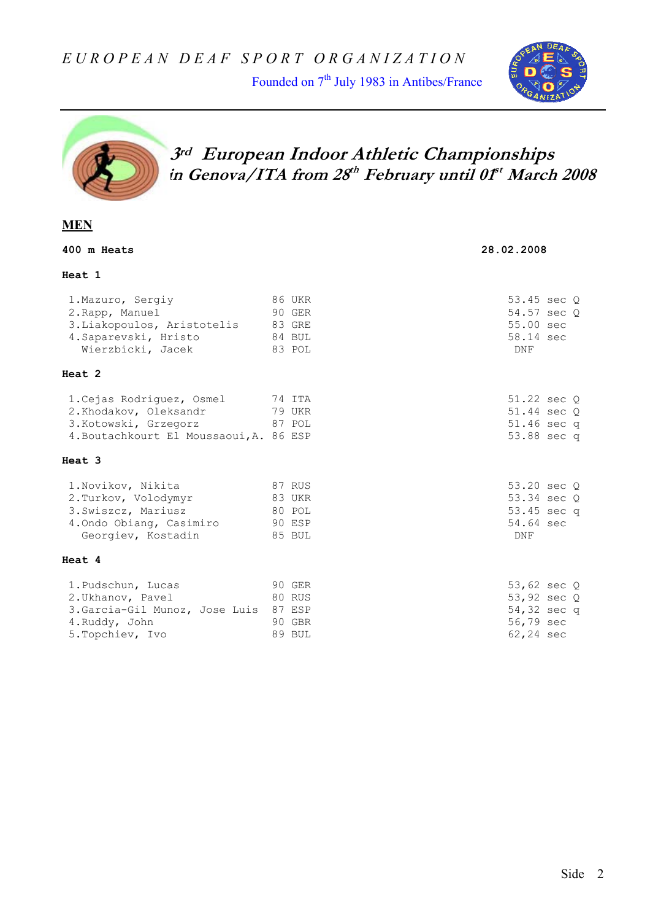# EUROPEAN DEAF SPORT ORGANIZATION

Founded on 7th July 1983 in Antibes/France

## *3rd European Indoor Athletic Championships in Genova/ITA from 28th February until 01st March 2008*

## MEN

**400 m Heats** — **28.02.2008**

**Heat 1**

| | | | | |
|---|---|---|---|---|
| 1. | Mazuro, Sergiy | 86 | UKR | 53.45 sec Q |
| 2. | Rapp, Manuel | 90 | GER | 54.57 sec Q |
| 3. | Liakopoulos, Aristotelis | 83 | GRE | 55.00 sec |
| 4. | Saparevski, Hristo | 84 | BUL | 58.14 sec |
| | Wierzbicki, Jacek | 83 | POL | DNF |

**Heat 2**

| | | | | |
|---|---|---|---|---|
| 1. | Cejas Rodriguez, Osmel | 74 | ITA | 51.22 sec Q |
| 2. | Khodakov, Oleksandr | 79 | UKR | 51.44 sec Q |
| 3. | Kotowski, Grzegorz | 87 | POL | 51.46 sec q |
| 4. | Boutachkourt El Moussaoui,A. | 86 | ESP | 53.88 sec q |

**Heat 3**

| | | | | |
|---|---|---|---|---|
| 1. | Novikov, Nikita | 87 | RUS | 53.20 sec Q |
| 2. | Turkov, Volodymyr | 83 | UKR | 53.34 sec Q |
| 3. | Swiszcz, Mariusz | 80 | POL | 53.45 sec q |
| 4. | Ondo Obiang, Casimiro | 90 | ESP | 54.64 sec |
| | Georgiev, Kostadin | 85 | BUL | DNF |

**Heat 4**

| | | | | |
|---|---|---|---|---|
| 1. | Pudschun, Lucas | 90 | GER | 53,62 sec Q |
| 2. | Ukhanov, Pavel | 80 | RUS | 53,92 sec Q |
| 3. | Garcia-Gil Munoz, Jose Luis | 87 | ESP | 54,32 sec q |
| 4. | Ruddy, John | 90 | GBR | 56,79 sec |
| 5. | Topchiev, Ivo | 89 | BUL | 62,24 sec |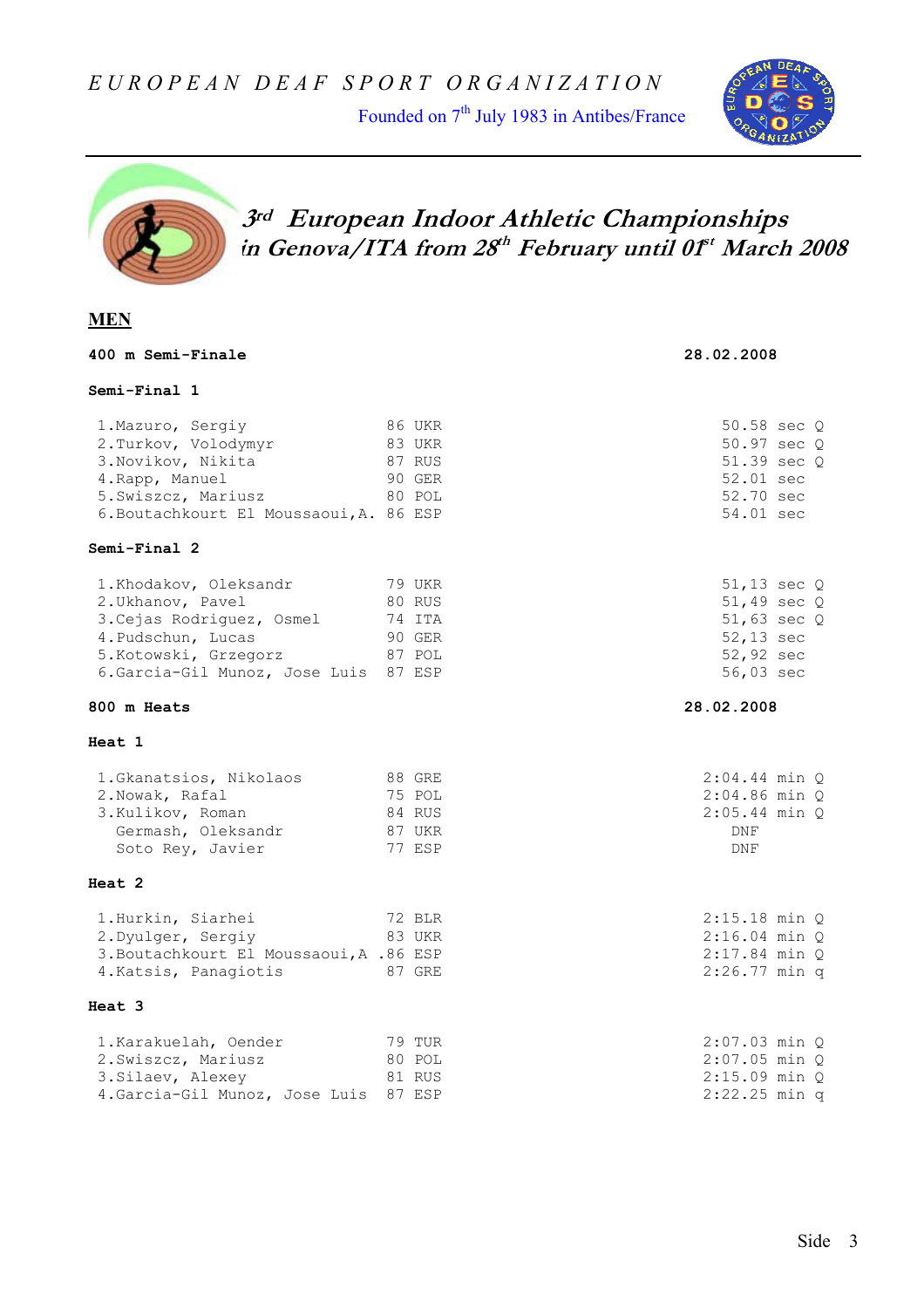EUROPEAN DEAF SPORT ORGANIZATION

Founded on 7th July 1983 in Antibes/France

# 3rd European Indoor Athletic Championships in Genova/ITA from 28th February until 01st March 2008

## MEN

### 400 m Semi-Finale — 28.02.2008

#### Semi-Final 1

| | | | | |
|---|---|---|---|---|
| 1. | Mazuro, Sergiy | 86 | UKR | 50.58 sec Q |
| 2. | Turkov, Volodymyr | 83 | UKR | 50.97 sec Q |
| 3. | Novikov, Nikita | 87 | RUS | 51.39 sec Q |
| 4. | Rapp, Manuel | 90 | GER | 52.01 sec |
| 5. | Swiszcz, Mariusz | 80 | POL | 52.70 sec |
| 6. | Boutachkourt El Moussaoui, A. | 86 | ESP | 54.01 sec |

#### Semi-Final 2

| | | | | |
|---|---|---|---|---|
| 1. | Khodakov, Oleksandr | 79 | UKR | 51,13 sec Q |
| 2. | Ukhanov, Pavel | 80 | RUS | 51,49 sec Q |
| 3. | Cejas Rodriguez, Osmel | 74 | ITA | 51,63 sec Q |
| 4. | Pudschun, Lucas | 90 | GER | 52,13 sec |
| 5. | Kotowski, Grzegorz | 87 | POL | 52,92 sec |
| 6. | Garcia-Gil Munoz, Jose Luis | 87 | ESP | 56,03 sec |

### 800 m Heats — 28.02.2008

#### Heat 1

| | | | | |
|---|---|---|---|---|
| 1. | Gkanatsios, Nikolaos | 88 | GRE | 2:04.44 min Q |
| 2. | Nowak, Rafal | 75 | POL | 2:04.86 min Q |
| 3. | Kulikov, Roman | 84 | RUS | 2:05.44 min Q |
| | Germash, Oleksandr | 87 | UKR | DNF |
| | Soto Rey, Javier | 77 | ESP | DNF |

#### Heat 2

| | | | | |
|---|---|---|---|---|
| 1. | Hurkin, Siarhei | 72 | BLR | 2:15.18 min Q |
| 2. | Dyulger, Sergiy | 83 | UKR | 2:16.04 min Q |
| 3. | Boutachkourt El Moussaoui, A. | 86 | ESP | 2:17.84 min Q |
| 4. | Katsis, Panagiotis | 87 | GRE | 2:26.77 min q |

#### Heat 3

| | | | | |
|---|---|---|---|---|
| 1. | Karakuelah, Oender | 79 | TUR | 2:07.03 min Q |
| 2. | Swiszcz, Mariusz | 80 | POL | 2:07.05 min Q |
| 3. | Silaev, Alexey | 81 | RUS | 2:15.09 min Q |
| 4. | Garcia-Gil Munoz, Jose Luis | 87 | ESP | 2:22.25 min q |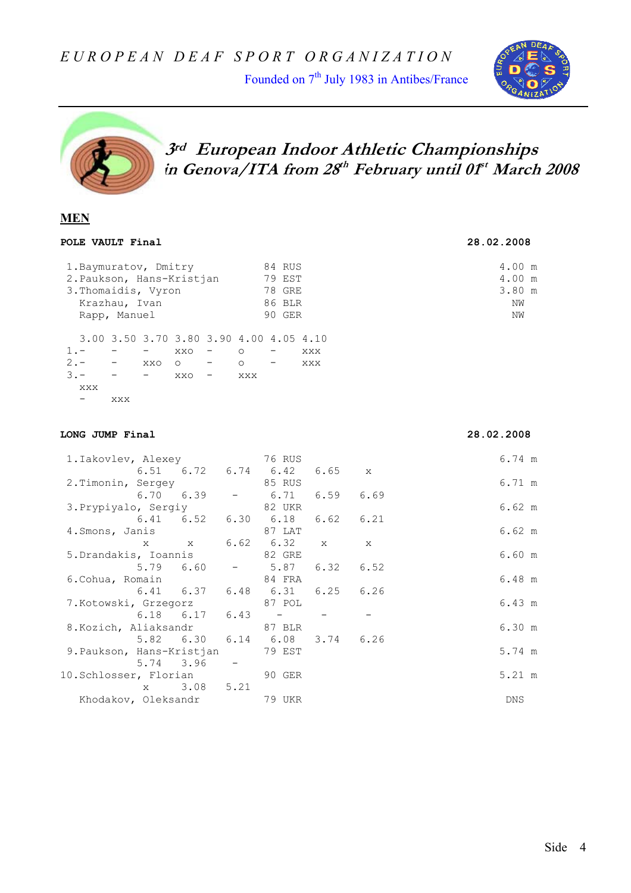# EUROPEAN DEAF SPORT ORGANIZATION

Founded on 7th July 1983 in Antibes/France

## *3rd European Indoor Athletic Championships in Genova/ITA from 28th February until 01st March 2008*

## MEN

### POLE VAULT Final

28.02.2008

| | | | |
|---|---|---|---|
| 1. | Baymuratov, Dmitry | 84 RUS | 4.00 m |
| 2. | Paukson, Hans-Kristjan | 79 EST | 4.00 m |
| 3. | Thomaidis, Vyron | 78 GRE | 3.80 m |
| | Krazhau, Ivan | 86 BLR | NW |
| | Rapp, Manuel | 90 GER | NW |

| | 3.00 | 3.50 | 3.70 | 3.80 | 3.90 | 4.00 | 4.05 | 4.10 |
|---|---|---|---|---|---|---|---|---|
| 1. | - | - | - | xxo | - | o | - | xxx |
| 2. | - | - | xxo | o | - | o | - | xxx |
| 3. | - | - | - | xxo | - | xxx | | |
| | xxx | | | | | | | |
| | - | xxx | | | | | | |

### LONG JUMP Final

28.02.2008

| | | | | | | | | | |
|---|---|---|---|---|---|---|---|---|---|
| 1. | Iakovlev, Alexey | 76 RUS | | | | | | | 6.74 m |
| | | 6.51 | 6.72 | 6.74 | 6.42 | 6.65 | x | | |
| 2. | Timonin, Sergey | 85 RUS | | | | | | | 6.71 m |
| | | 6.70 | 6.39 | - | 6.71 | 6.59 | 6.69 | | |
| 3. | Prypiyalo, Sergiy | 82 UKR | | | | | | | 6.62 m |
| | | 6.41 | 6.52 | 6.30 | 6.18 | 6.62 | 6.21 | | |
| 4. | Smons, Janis | 87 LAT | | | | | | | 6.62 m |
| | | x | x | 6.62 | 6.32 | x | x | | |
| 5. | Drandakis, Ioannis | 82 GRE | | | | | | | 6.60 m |
| | | 5.79 | 6.60 | - | 5.87 | 6.32 | 6.52 | | |
| 6. | Cohua, Romain | 84 FRA | | | | | | | 6.48 m |
| | | 6.41 | 6.37 | 6.48 | 6.31 | 6.25 | 6.26 | | |
| 7. | Kotowski, Grzegorz | 87 POL | | | | | | | 6.43 m |
| | | 6.18 | 6.17 | 6.43 | - | - | - | | |
| 8. | Kozich, Aliaksandr | 87 BLR | | | | | | | 6.30 m |
| | | 5.82 | 6.30 | 6.14 | 6.08 | 3.74 | 6.26 | | |
| 9. | Paukson, Hans-Kristjan | 79 EST | | | | | | | 5.74 m |
| | | 5.74 | 3.96 | - | | | | | |
| 10. | Schlosser, Florian | 90 GER | | | | | | | 5.21 m |
| | | x | 3.08 | 5.21 | | | | | |
| | Khodakov, Oleksandr | 79 UKR | | | | | | | DNS |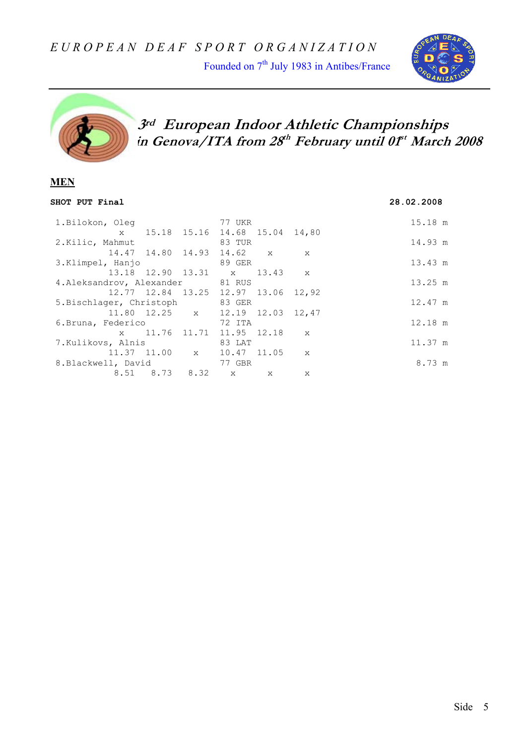# *3rd European Indoor Athletic Championships in Genova/ITA from 28th February until 01st March 2008*

## MEN

**SHOT PUT Final** **28.02.2008**

| Place | Name | Year | Nation | 1 | 2 | 3 | 4 | 5 | 6 | Result |
|---|---|---|---|---|---|---|---|---|---|---|
| 1. | Bilokon, Oleg | 77 | UKR | x | 15.18 | 15.16 | 14.68 | 15.04 | 14,80 | 15.18 m |
| 2. | Kilic, Mahmut | 83 | TUR | 14.47 | 14.80 | 14.93 | 14.62 | x | x | 14.93 m |
| 3. | Klimpel, Hanjo | 89 | GER | 13.18 | 12.90 | 13.31 | x | 13.43 | x | 13.43 m |
| 4. | Aleksandrov, Alexander | 81 | RUS | 12.77 | 12.84 | 13.25 | 12.97 | 13.06 | 12,92 | 13.25 m |
| 5. | Bischlager, Christoph | 83 | GER | 11.80 | 12.25 | x | 12.19 | 12.03 | 12,47 | 12.47 m |
| 6. | Bruna, Federico | 72 | ITA | x | 11.76 | 11.71 | 11.95 | 12.18 | x | 12.18 m |
| 7. | Kulikovs, Alnis | 83 | LAT | 11.37 | 11.00 | x | 10.47 | 11.05 | x | 11.37 m |
| 8. | Blackwell, David | 77 | GBR | 8.51 | 8.73 | 8.32 | x | x | x | 8.73 m |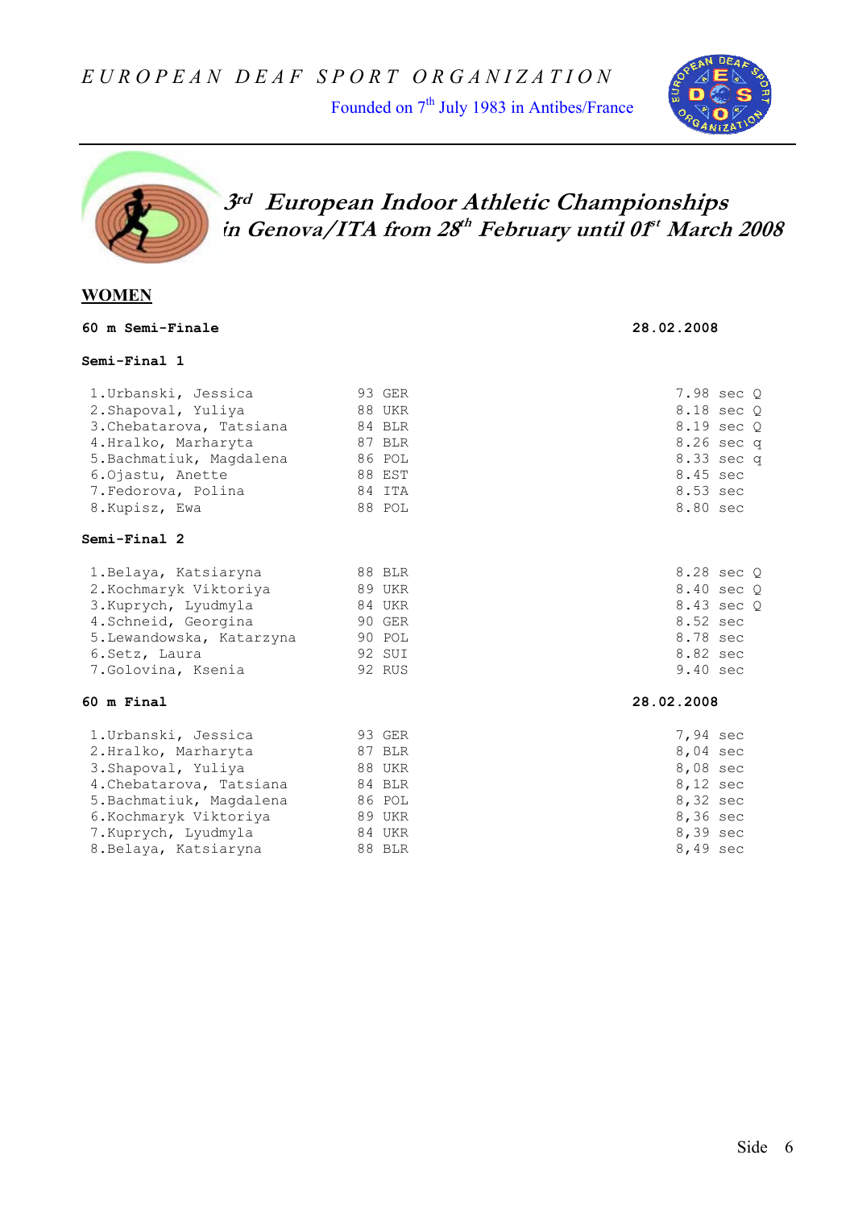# E U R O P E A N   D E A F   S P O R T   O R G A N I Z A T I O N

Founded on 7th July 1983 in Antibes/France

## *3rd European Indoor Athletic Championships in Genova/ITA from 28th February until 01st March 2008*

## WOMEN

### 60 m Semi-Finale — 28.02.2008

**Semi-Final 1**

| | | | |
|---|---|---|---|
| 1.Urbanski, Jessica | 93 | GER | 7.98 sec Q |
| 2.Shapoval, Yuliya | 88 | UKR | 8.18 sec Q |
| 3.Chebatarova, Tatsiana | 84 | BLR | 8.19 sec Q |
| 4.Hralko, Marharyta | 87 | BLR | 8.26 sec q |
| 5.Bachmatiuk, Magdalena | 86 | POL | 8.33 sec q |
| 6.Ojastu, Anette | 88 | EST | 8.45 sec |
| 7.Fedorova, Polina | 84 | ITA | 8.53 sec |
| 8.Kupisz, Ewa | 88 | POL | 8.80 sec |

**Semi-Final 2**

| | | | |
|---|---|---|---|
| 1.Belaya, Katsiaryna | 88 | BLR | 8.28 sec Q |
| 2.Kochmaryk Viktoriya | 89 | UKR | 8.40 sec Q |
| 3.Kuprych, Lyudmyla | 84 | UKR | 8.43 sec Q |
| 4.Schneid, Georgina | 90 | GER | 8.52 sec |
| 5.Lewandowska, Katarzyna | 90 | POL | 8.78 sec |
| 6.Setz, Laura | 92 | SUI | 8.82 sec |
| 7.Golovina, Ksenia | 92 | RUS | 9.40 sec |

### 60 m Final — 28.02.2008

| | | | |
|---|---|---|---|
| 1.Urbanski, Jessica | 93 | GER | 7,94 sec |
| 2.Hralko, Marharyta | 87 | BLR | 8,04 sec |
| 3.Shapoval, Yuliya | 88 | UKR | 8,08 sec |
| 4.Chebatarova, Tatsiana | 84 | BLR | 8,12 sec |
| 5.Bachmatiuk, Magdalena | 86 | POL | 8,32 sec |
| 6.Kochmaryk Viktoriya | 89 | UKR | 8,36 sec |
| 7.Kuprych, Lyudmyla | 84 | UKR | 8,39 sec |
| 8.Belaya, Katsiaryna | 88 | BLR | 8,49 sec |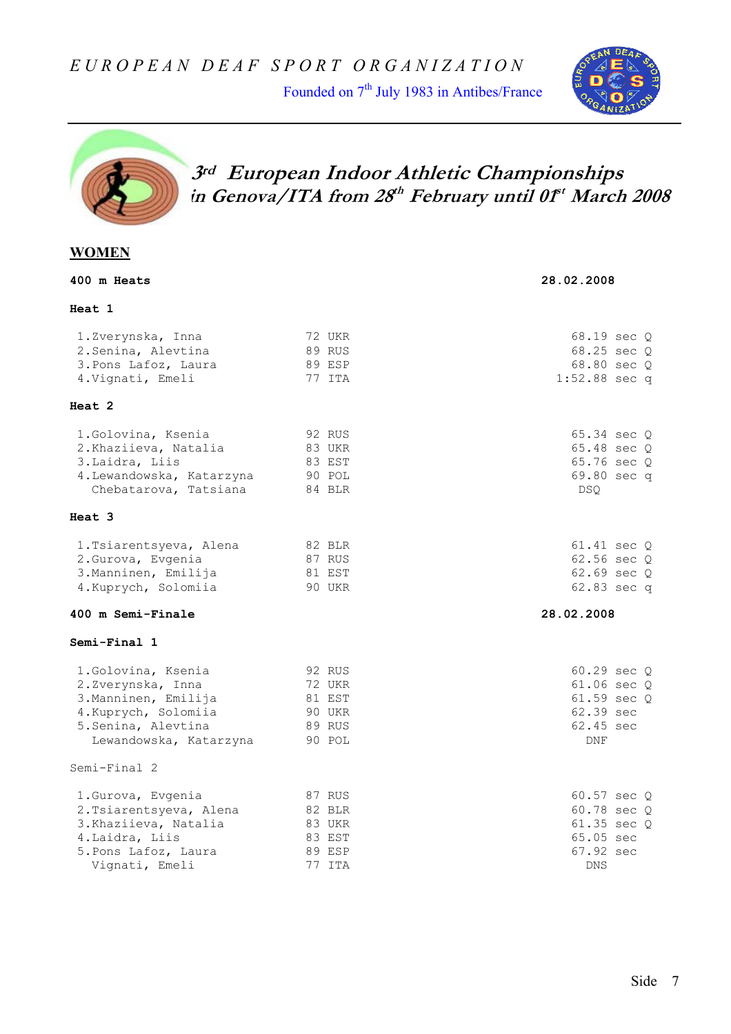EUROPEAN DEAF SPORT ORGANIZATION

Founded on 7th July 1983 in Antibes/France

# 3rd European Indoor Athletic Championships in Genova/ITA from 28th February until 01st March 2008

## WOMEN

**400 m Heats** — 28.02.2008

**Heat 1**

| | | | |
|---|---|---|---|
| 1.Zverynska, Inna | 72 | UKR | 68.19 sec Q |
| 2.Senina, Alevtina | 89 | RUS | 68.25 sec Q |
| 3.Pons Lafoz, Laura | 89 | ESP | 68.80 sec Q |
| 4.Vignati, Emeli | 77 | ITA | 1:52.88 sec q |

**Heat 2**

| | | | |
|---|---|---|---|
| 1.Golovina, Ksenia | 92 | RUS | 65.34 sec Q |
| 2.Khaziieva, Natalia | 83 | UKR | 65.48 sec Q |
| 3.Laidra, Liis | 83 | EST | 65.76 sec Q |
| 4.Lewandowska, Katarzyna | 90 | POL | 69.80 sec q |
| Chebatarova, Tatsiana | 84 | BLR | DSQ |

**Heat 3**

| | | | |
|---|---|---|---|
| 1.Tsiarentsyeva, Alena | 82 | BLR | 61.41 sec Q |
| 2.Gurova, Evgenia | 87 | RUS | 62.56 sec Q |
| 3.Manninen, Emilija | 81 | EST | 62.69 sec Q |
| 4.Kuprych, Solomiia | 90 | UKR | 62.83 sec q |

**400 m Semi-Finale** — 28.02.2008

**Semi-Final 1**

| | | | |
|---|---|---|---|
| 1.Golovina, Ksenia | 92 | RUS | 60.29 sec Q |
| 2.Zverynska, Inna | 72 | UKR | 61.06 sec Q |
| 3.Manninen, Emilija | 81 | EST | 61.59 sec Q |
| 4.Kuprych, Solomiia | 90 | UKR | 62.39 sec |
| 5.Senina, Alevtina | 89 | RUS | 62.45 sec |
| Lewandowska, Katarzyna | 90 | POL | DNF |

Semi-Final 2

| | | | |
|---|---|---|---|
| 1.Gurova, Evgenia | 87 | RUS | 60.57 sec Q |
| 2.Tsiarentsyeva, Alena | 82 | BLR | 60.78 sec Q |
| 3.Khaziieva, Natalia | 83 | UKR | 61.35 sec Q |
| 4.Laidra, Liis | 83 | EST | 65.05 sec |
| 5.Pons Lafoz, Laura | 89 | ESP | 67.92 sec |
| Vignati, Emeli | 77 | ITA | DNS |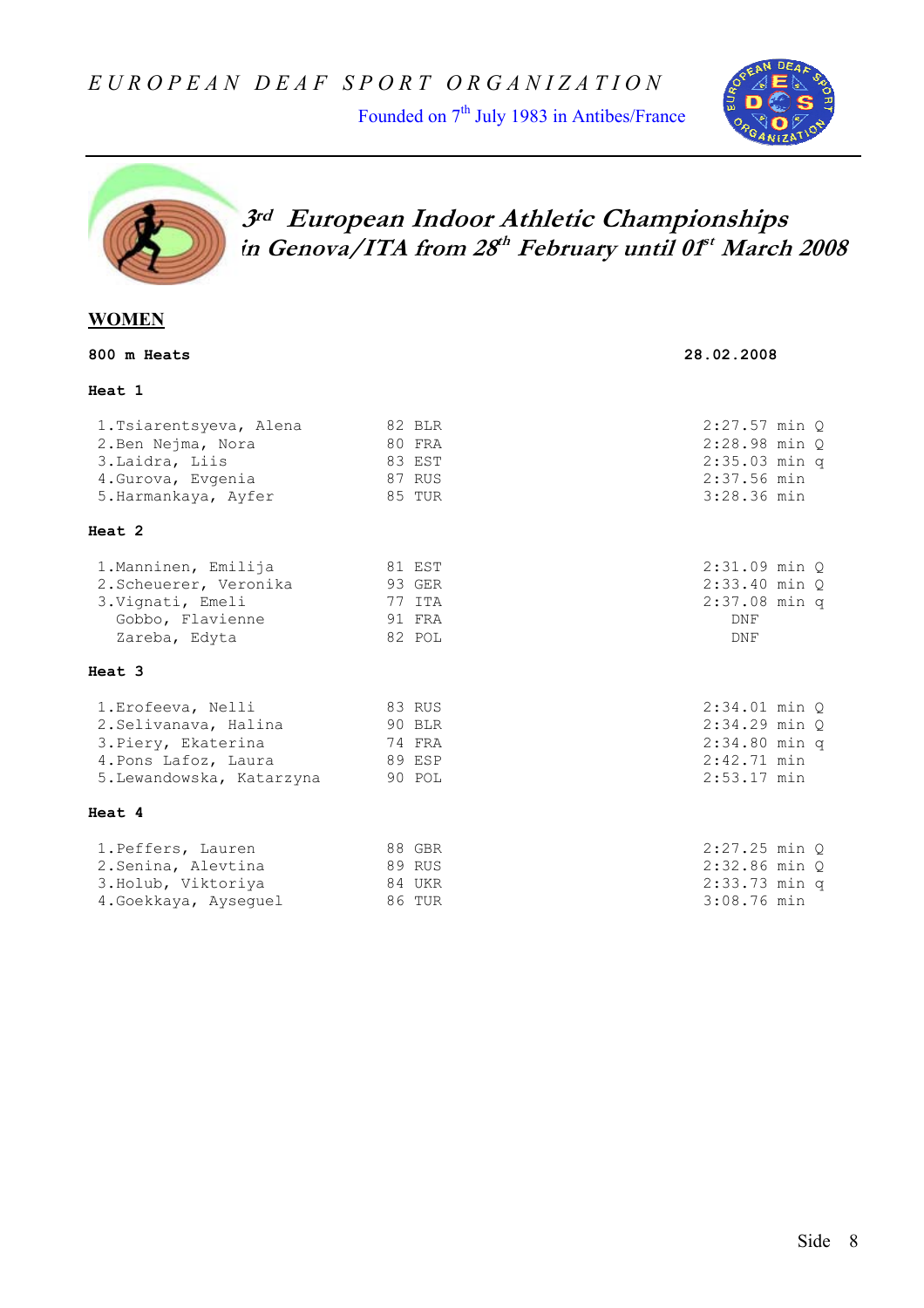EUROPEAN DEAF SPORT ORGANIZATION

Founded on 7th July 1983 in Antibes/France

# 3rd European Indoor Athletic Championships in Genova/ITA from 28th February until 01st March 2008

## WOMEN

**800 m Heats** 28.02.2008

**Heat 1**

| | | | |
|---|---|---|---|
| 1.Tsiarentsyeva, Alena | 82 | BLR | 2:27.57 min Q |
| 2.Ben Nejma, Nora | 80 | FRA | 2:28.98 min Q |
| 3.Laidra, Liis | 83 | EST | 2:35.03 min q |
| 4.Gurova, Evgenia | 87 | RUS | 2:37.56 min |
| 5.Harmankaya, Ayfer | 85 | TUR | 3:28.36 min |

**Heat 2**

| | | | |
|---|---|---|---|
| 1.Manninen, Emilija | 81 | EST | 2:31.09 min Q |
| 2.Scheuerer, Veronika | 93 | GER | 2:33.40 min Q |
| 3.Vignati, Emeli | 77 | ITA | 2:37.08 min q |
| Gobbo, Flavienne | 91 | FRA | DNF |
| Zareba, Edyta | 82 | POL | DNF |

**Heat 3**

| | | | |
|---|---|---|---|
| 1.Erofeeva, Nelli | 83 | RUS | 2:34.01 min Q |
| 2.Selivanava, Halina | 90 | BLR | 2:34.29 min Q |
| 3.Piery, Ekaterina | 74 | FRA | 2:34.80 min q |
| 4.Pons Lafoz, Laura | 89 | ESP | 2:42.71 min |
| 5.Lewandowska, Katarzyna | 90 | POL | 2:53.17 min |

**Heat 4**

| | | | |
|---|---|---|---|
| 1.Peffers, Lauren | 88 | GBR | 2:27.25 min Q |
| 2.Senina, Alevtina | 89 | RUS | 2:32.86 min Q |
| 3.Holub, Viktoriya | 84 | UKR | 2:33.73 min q |
| 4.Goekkaya, Ayseguel | 86 | TUR | 3:08.76 min |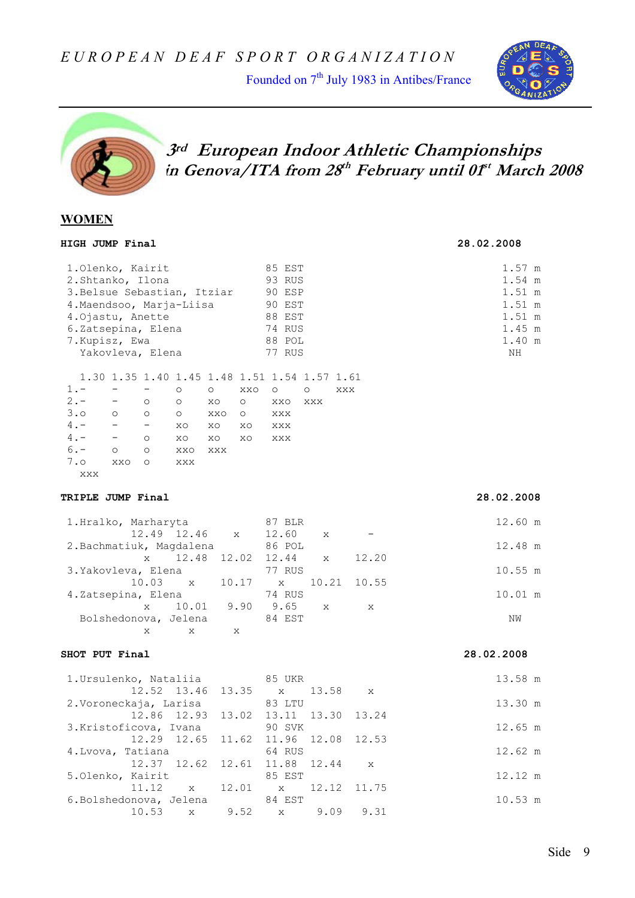EUROPEAN DEAF SPORT ORGANIZATION

Founded on 7th July 1983 in Antibes/France

# 3rd European Indoor Athletic Championships in Genova/ITA from 28th February until 01st March 2008

## WOMEN

### HIGH JUMP Final

28.02.2008

| | | | | |
|---|---|---|---|---|
| 1. | Olenko, Kairit | 85 | EST | 1.57 m |
| 2. | Shtanko, Ilona | 93 | RUS | 1.54 m |
| 3. | Belsue Sebastian, Itziar | 90 | ESP | 1.51 m |
| 4. | Maendsoo, Marja-Liisa | 90 | EST | 1.51 m |
| 4. | Ojastu, Anette | 88 | EST | 1.51 m |
| 6. | Zatsepina, Elena | 74 | RUS | 1.45 m |
| 7. | Kupisz, Ewa | 88 | POL | 1.40 m |
| | Yakovleva, Elena | 77 | RUS | NH |

| | 1.30 | 1.35 | 1.40 | 1.45 | 1.48 | 1.51 | 1.54 | 1.57 | 1.61 |
|---|---|---|---|---|---|---|---|---|---|
| 1. | - | - | - | o | o | xxo | o | o | xxx |
| 2. | - | - | o | o | xo | o | xxo | xxx | |
| 3. | o | o | o | o | xxo | o | xxx | | |
| 4. | - | - | - | xo | xo | xo | xxx | | |
| 4. | - | - | o | xo | xo | xo | xxx | | |
| 6. | - | o | o | xxo | xxx | | | | |
| 7. | o | xxo | o | xxx | | | | | |
| | xxx | | | | | | | | |

### TRIPLE JUMP Final

28.02.2008

1.Hralko, Marharyta — 87 BLR — 12.60 m
12.49 12.46 x 12.60 x -

2.Bachmatiuk, Magdalena — 86 POL — 12.48 m
x 12.48 12.02 12.44 x 12.20

3.Yakovleva, Elena — 77 RUS — 10.55 m
10.03 x 10.17 x 10.21 10.55

4.Zatsepina, Elena — 74 RUS — 10.01 m
x 10.01 9.90 9.65 x x

Bolshedonova, Jelena — 84 EST — NW
x x x

### SHOT PUT Final

28.02.2008

1.Ursulenko, Nataliia — 85 UKR — 13.58 m
12.52 13.46 13.35 x 13.58 x

2.Voroneckaja, Larisa — 83 LTU — 13.30 m
12.86 12.93 13.02 13.11 13.30 13.24

3.Kristoficova, Ivana — 90 SVK — 12.65 m
12.29 12.65 11.62 11.96 12.08 12.53

4.Lvova, Tatiana — 64 RUS — 12.62 m
12.37 12.62 12.61 11.88 12.44 x

5.Olenko, Kairit — 85 EST — 12.12 m
11.12 x 12.01 x 12.12 11.75

6.Bolshedonova, Jelena — 84 EST — 10.53 m
10.53 x 9.52 x 9.09 9.31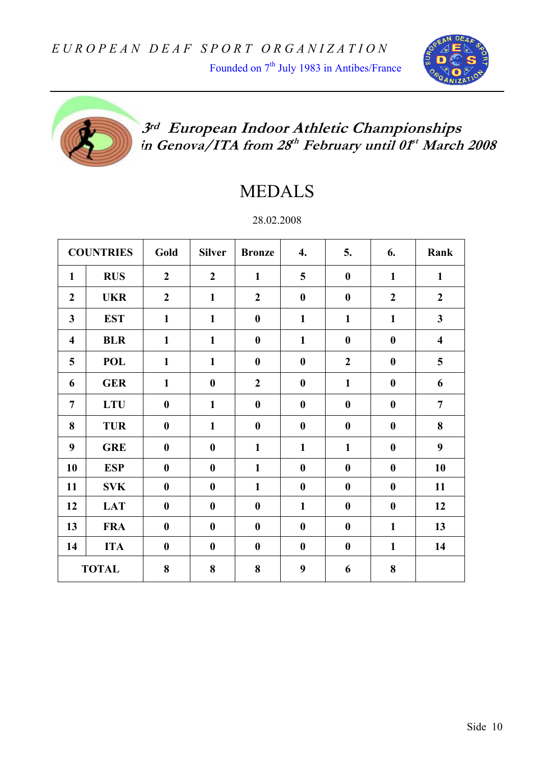E U R O P E A N   D E A F   S P O R T   O R G A N I Z A T I O N

Founded on 7th July 1983 in Antibes/France

## *3rd European Indoor Athletic Championships in Genova/ITA from 28th February until 01st March 2008*

# MEDALS

28.02.2008

| COUNTRIES | | Gold | Silver | Bronze | 4. | 5. | 6. | Rank |
|---|---|---|---|---|---|---|---|---|
| 1 | RUS | 2 | 2 | 1 | 5 | 0 | 1 | 1 |
| 2 | UKR | 2 | 1 | 2 | 0 | 0 | 2 | 2 |
| 3 | EST | 1 | 1 | 0 | 1 | 1 | 1 | 3 |
| 4 | BLR | 1 | 1 | 0 | 1 | 0 | 0 | 4 |
| 5 | POL | 1 | 1 | 0 | 0 | 2 | 0 | 5 |
| 6 | GER | 1 | 0 | 2 | 0 | 1 | 0 | 6 |
| 7 | LTU | 0 | 1 | 0 | 0 | 0 | 0 | 7 |
| 8 | TUR | 0 | 1 | 0 | 0 | 0 | 0 | 8 |
| 9 | GRE | 0 | 0 | 1 | 1 | 1 | 0 | 9 |
| 10 | ESP | 0 | 0 | 1 | 0 | 0 | 0 | 10 |
| 11 | SVK | 0 | 0 | 1 | 0 | 0 | 0 | 11 |
| 12 | LAT | 0 | 0 | 0 | 1 | 0 | 0 | 12 |
| 13 | FRA | 0 | 0 | 0 | 0 | 0 | 1 | 13 |
| 14 | ITA | 0 | 0 | 0 | 0 | 0 | 1 | 14 |
| TOTAL | | 8 | 8 | 8 | 9 | 6 | 8 | |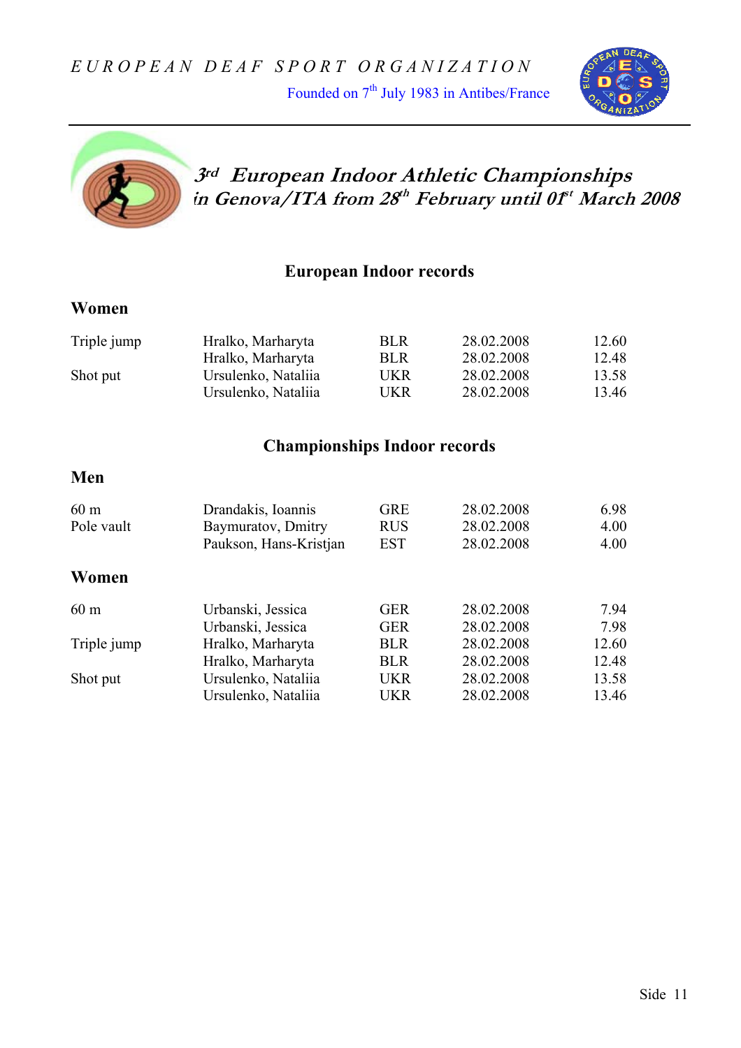# 3rd European Indoor Athletic Championships in Genova/ITA from 28th February until 01st March 2008

## European Indoor records

### Women

| | | | | |
|---|---|---|---|---|
| Triple jump | Hralko, Marharyta | BLR | 28.02.2008 | 12.60 |
| | Hralko, Marharyta | BLR | 28.02.2008 | 12.48 |
| Shot put | Ursulenko, Nataliia | UKR | 28.02.2008 | 13.58 |
| | Ursulenko, Nataliia | UKR | 28.02.2008 | 13.46 |

## Championships Indoor records

### Men

| | | | | |
|---|---|---|---|---|
| 60 m | Drandakis, Ioannis | GRE | 28.02.2008 | 6.98 |
| Pole vault | Baymuratov, Dmitry | RUS | 28.02.2008 | 4.00 |
| | Paukson, Hans-Kristjan | EST | 28.02.2008 | 4.00 |

### Women

| | | | | |
|---|---|---|---|---|
| 60 m | Urbanski, Jessica | GER | 28.02.2008 | 7.94 |
| | Urbanski, Jessica | GER | 28.02.2008 | 7.98 |
| Triple jump | Hralko, Marharyta | BLR | 28.02.2008 | 12.60 |
| | Hralko, Marharyta | BLR | 28.02.2008 | 12.48 |
| Shot put | Ursulenko, Nataliia | UKR | 28.02.2008 | 13.58 |
| | Ursulenko, Nataliia | UKR | 28.02.2008 | 13.46 |